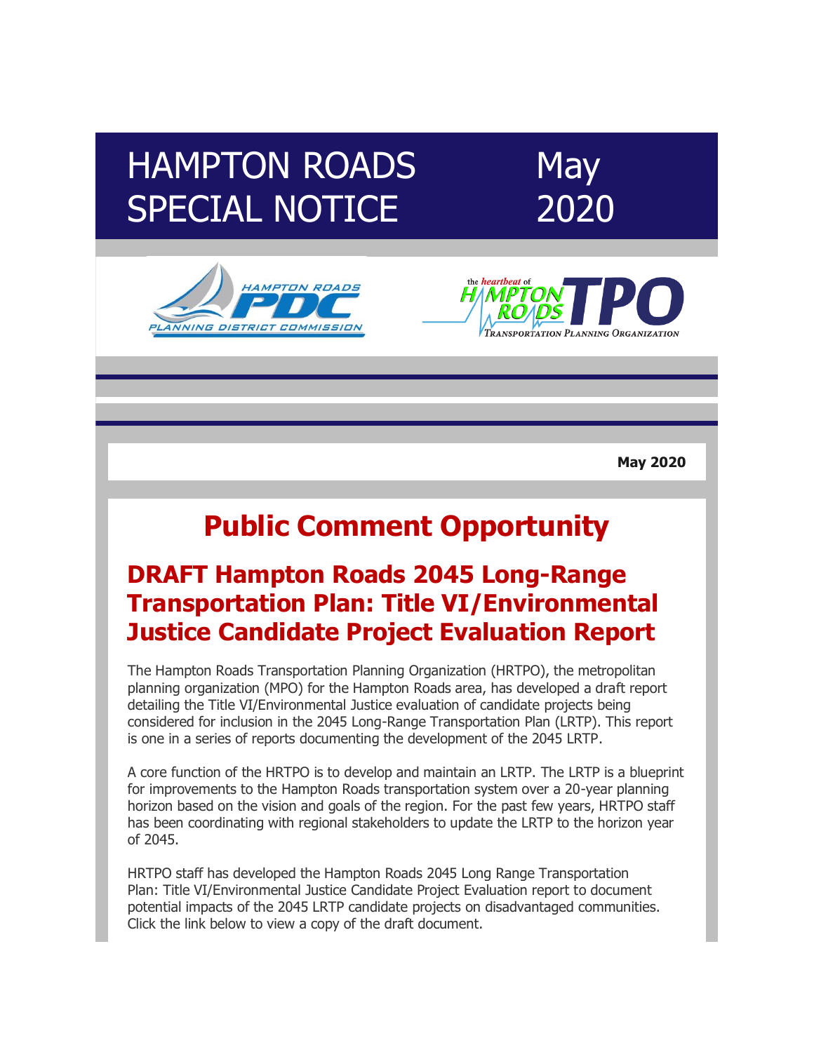# HAMPTON ROADS SPECIAL NOTICE

May 2020

**May 2020**

# Public Comment Opportunity

## DRAFT Hampton Roads 2045 Long-Range Transportation Plan: Title VI/Environmental Justice Candidate Project Evaluation Report

The Hampton Roads Transportation Planning Organization (HRTPO), the metropolitan planning organization (MPO) for the Hampton Roads area, has developed a draft report detailing the Title VI/Environmental Justice evaluation of candidate projects being considered for inclusion in the 2045 Long-Range Transportation Plan (LRTP). This report is one in a series of reports documenting the development of the 2045 LRTP.

A core function of the HRTPO is to develop and maintain an LRTP. The LRTP is a blueprint for improvements to the Hampton Roads transportation system over a 20-year planning horizon based on the vision and goals of the region. For the past few years, HRTPO staff has been coordinating with regional stakeholders to update the LRTP to the horizon year of 2045.

HRTPO staff has developed the Hampton Roads 2045 Long Range Transportation Plan: Title VI/Environmental Justice Candidate Project Evaluation report to document potential impacts of the 2045 LRTP candidate projects on disadvantaged communities. Click the link below to view a copy of the draft document.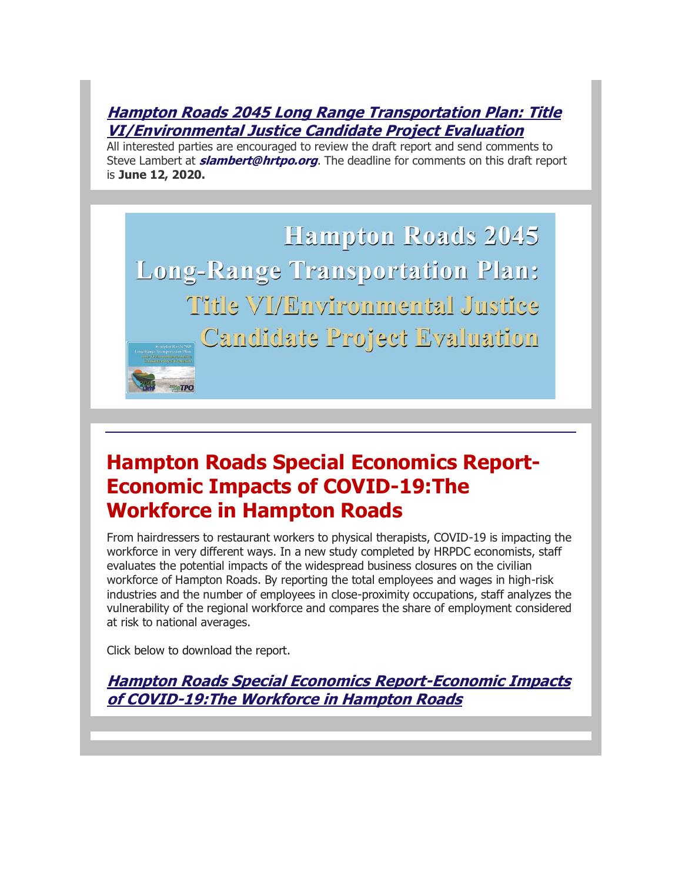### [Hampton Roads 2045 Long Range Transportation Plan: Title VI/Environmental Justice Candidate Project Evaluation]

All interested parties are encouraged to review the draft report and send comments to Steve Lambert at ***slambert@hrtpo.org***. The deadline for comments on this draft report is **June 12, 2020.**

Hampton Roads 2045
Long-Range Transportation Plan:
Title VI/Environmental Justice
Candidate Project Evaluation

## Hampton Roads Special Economics Report-Economic Impacts of COVID-19:The Workforce in Hampton Roads

From hairdressers to restaurant workers to physical therapists, COVID-19 is impacting the workforce in very different ways. In a new study completed by HRPDC economists, staff evaluates the potential impacts of the widespread business closures on the civilian workforce of Hampton Roads. By reporting the total employees and wages in high-risk industries and the number of employees in close-proximity occupations, staff analyzes the vulnerability of the regional workforce and compares the share of employment considered at risk to national averages.

Click below to download the report.

***Hampton Roads Special Economics Report-Economic Impacts of COVID-19:The Workforce in Hampton Roads***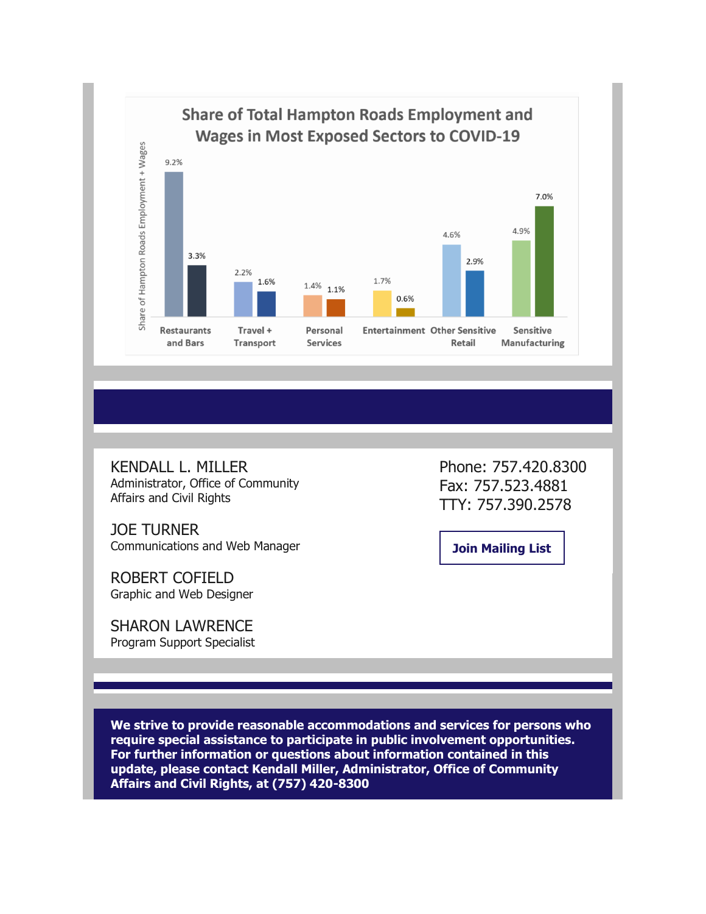## Share of Total Hampton Roads Employment and Wages in Most Exposed Sectors to COVID-19

| Sector | Share of Hampton Roads Employment | Share of Hampton Roads Wages |
|---|---|---|
| Restaurants and Bars | 9.2% | 3.3% |
| Travel + Transport | 2.2% | 1.6% |
| Personal Services | 1.4% | 1.1% |
| Entertainment | 1.7% | 0.6% |
| Other Sensitive Retail | 4.6% | 2.9% |
| Sensitive Manufacturing | 4.9% | 7.0% |

KENDALL L. MILLER
Administrator, Office of Community Affairs and Civil Rights

JOE TURNER
Communications and Web Manager

ROBERT COFIELD
Graphic and Web Designer

SHARON LAWRENCE
Program Support Specialist

Phone: 757.420.8300
Fax: 757.523.4881
TTY: 757.390.2578

Join Mailing List

**We strive to provide reasonable accommodations and services for persons who require special assistance to participate in public involvement opportunities. For further information or questions about information contained in this update, please contact Kendall Miller, Administrator, Office of Community Affairs and Civil Rights, at (757) 420-8300**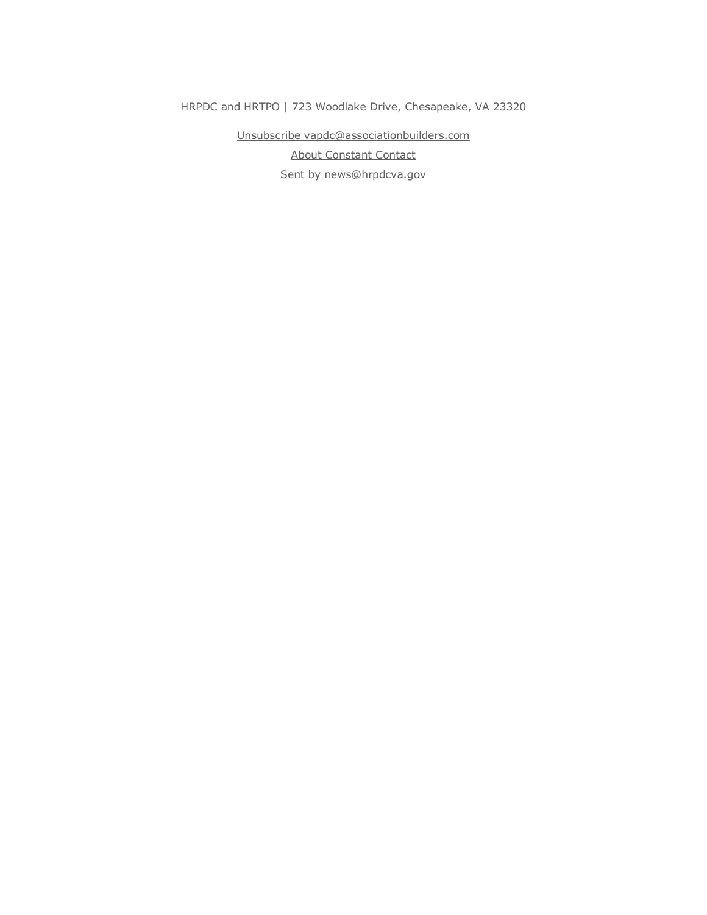HRPDC and HRTPO | 723 Woodlake Drive, Chesapeake, VA 23320

Unsubscribe vapdc@associationbuilders.com

About Constant Contact

Sent by news@hrpdcva.gov